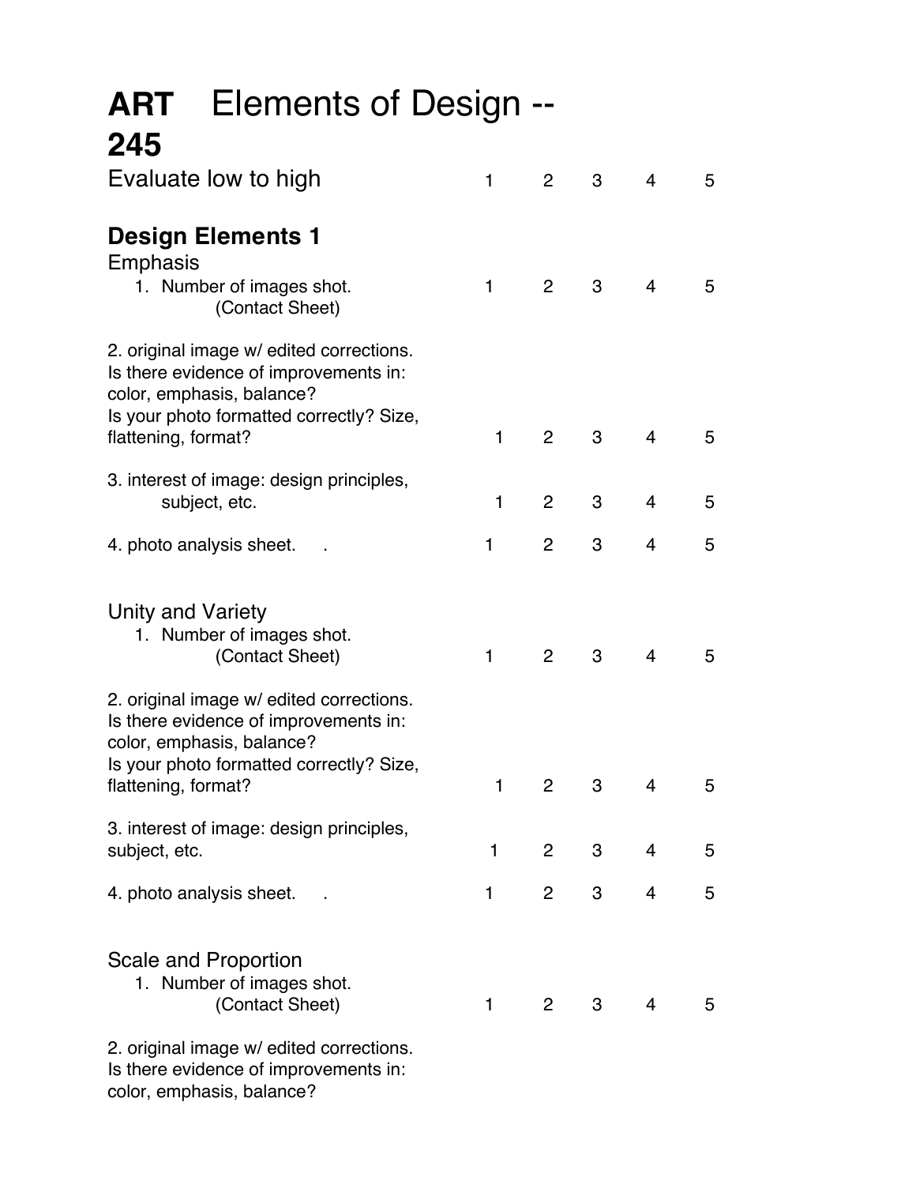# **ART 245** Elements of Design --

| Evaluate low to high | 1 | 2 | 3 | 4 | 5 |
|---|---|---|---|---|---|

## **Design Elements 1**

### Emphasis

| | | | | | |
|---|---|---|---|---|---|
| 1. Number of images shot. (Contact Sheet) | 1 | 2 | 3 | 4 | 5 |
| 2. original image w/ edited corrections. Is there evidence of improvements in: color, emphasis, balance? Is your photo formatted correctly? Size, flattening, format? | 1 | 2 | 3 | 4 | 5 |
| 3. interest of image: design principles, subject, etc. | 1 | 2 | 3 | 4 | 5 |
| 4. photo analysis sheet. . | 1 | 2 | 3 | 4 | 5 |

### Unity and Variety

| | | | | | |
|---|---|---|---|---|---|
| 1. Number of images shot. (Contact Sheet) | 1 | 2 | 3 | 4 | 5 |
| 2. original image w/ edited corrections. Is there evidence of improvements in: color, emphasis, balance? Is your photo formatted correctly? Size, flattening, format? | 1 | 2 | 3 | 4 | 5 |
| 3. interest of image: design principles, subject, etc. | 1 | 2 | 3 | 4 | 5 |
| 4. photo analysis sheet. . | 1 | 2 | 3 | 4 | 5 |

### Scale and Proportion

| | | | | | |
|---|---|---|---|---|---|
| 1. Number of images shot. (Contact Sheet) | 1 | 2 | 3 | 4 | 5 |

2. original image w/ edited corrections.
Is there evidence of improvements in:
color, emphasis, balance?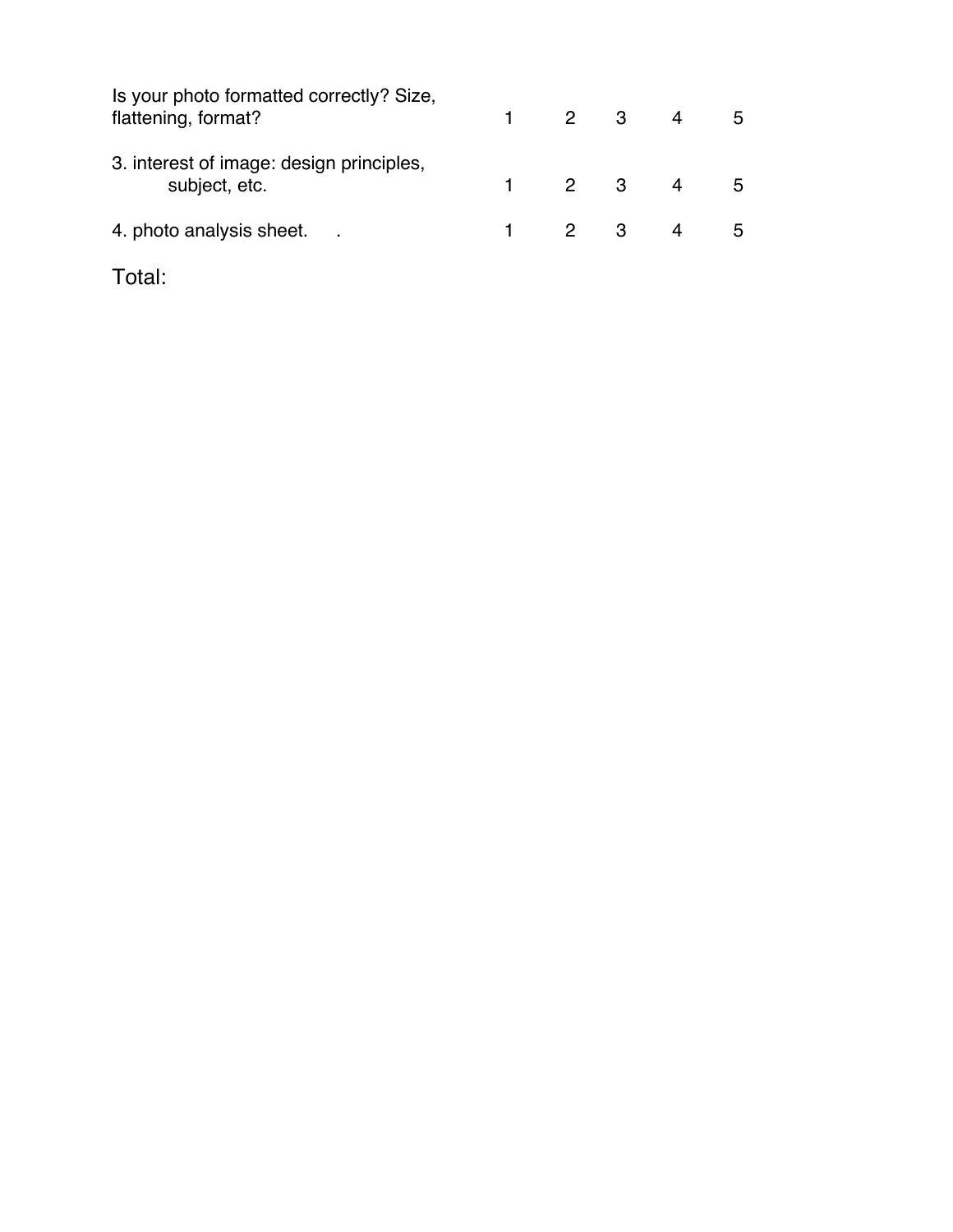| | | | | | |
|---|---|---|---|---|---|
| Is your photo formatted correctly? Size, flattening, format? | 1 | 2 | 3 | 4 | 5 |
| 3. interest of image: design principles, subject, etc. | 1 | 2 | 3 | 4 | 5 |
| 4. photo analysis sheet. . | 1 | 2 | 3 | 4 | 5 |

Total: